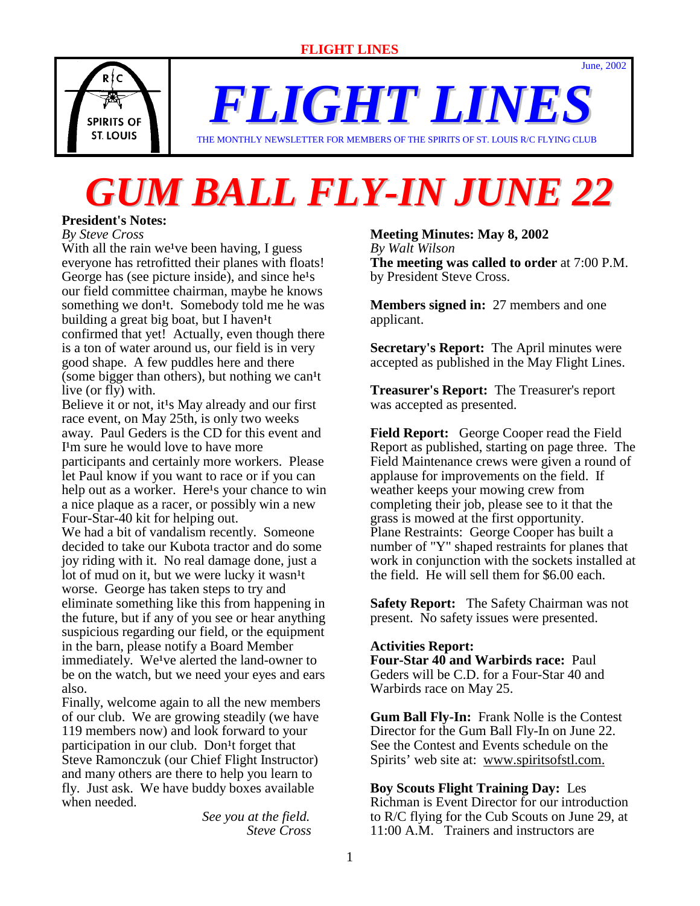# FLIGHT LINES

June, 2002

THE MONTHLY NEWSLETTER FOR MEMBERS OF THE SPIRITS OF ST. LOUIS R/C FLYING CLUB

# GUM BALL FLY-IN JUNE 22

**President's Notes:**
*By Steve Cross*

With all the rain we¹ve been having, I guess everyone has retrofitted their planes with floats! George has (see picture inside), and since he¹s our field committee chairman, maybe he knows something we don¹t. Somebody told me he was building a great big boat, but I haven¹t confirmed that yet! Actually, even though there is a ton of water around us, our field is in very good shape. A few puddles here and there (some bigger than others), but nothing we can¹t live (or fly) with.

Believe it or not, it¹s May already and our first race event, on May 25th, is only two weeks away. Paul Geders is the CD for this event and I¹m sure he would love to have more participants and certainly more workers. Please let Paul know if you want to race or if you can help out as a worker. Here¹s your chance to win a nice plaque as a racer, or possibly win a new Four-Star-40 kit for helping out.

We had a bit of vandalism recently. Someone decided to take our Kubota tractor and do some joy riding with it. No real damage done, just a lot of mud on it, but we were lucky it wasn¹t worse. George has taken steps to try and eliminate something like this from happening in the future, but if any of you see or hear anything suspicious regarding our field, or the equipment in the barn, please notify a Board Member immediately. We¹ve alerted the land-owner to be on the watch, but we need your eyes and ears also.

Finally, welcome again to all the new members of our club. We are growing steadily (we have 119 members now) and look forward to your participation in our club. Don¹t forget that Steve Ramonczuk (our Chief Flight Instructor) and many others are there to help you learn to fly. Just ask. We have buddy boxes available when needed.

*See you at the field.*
*Steve Cross*

**Meeting Minutes: May 8, 2002**
*By Walt Wilson*

**The meeting was called to order** at 7:00 P.M. by President Steve Cross.

**Members signed in:** 27 members and one applicant.

**Secretary's Report:** The April minutes were accepted as published in the May Flight Lines.

**Treasurer's Report:** The Treasurer's report was accepted as presented.

**Field Report:** George Cooper read the Field Report as published, starting on page three. The Field Maintenance crews were given a round of applause for improvements on the field. If weather keeps your mowing crew from completing their job, please see to it that the grass is mowed at the first opportunity.
Plane Restraints: George Cooper has built a number of "Y" shaped restraints for planes that work in conjunction with the sockets installed at the field. He will sell them for $6.00 each.

**Safety Report:** The Safety Chairman was not present. No safety issues were presented.

**Activities Report:**
**Four-Star 40 and Warbirds race:** Paul Geders will be C.D. for a Four-Star 40 and Warbirds race on May 25.

**Gum Ball Fly-In:** Frank Nolle is the Contest Director for the Gum Ball Fly-In on June 22. See the Contest and Events schedule on the Spirits' web site at: www.spiritsofstl.com.

**Boy Scouts Flight Training Day:** Les Richman is Event Director for our introduction to R/C flying for the Cub Scouts on June 29, at 11:00 A.M. Trainers and instructors are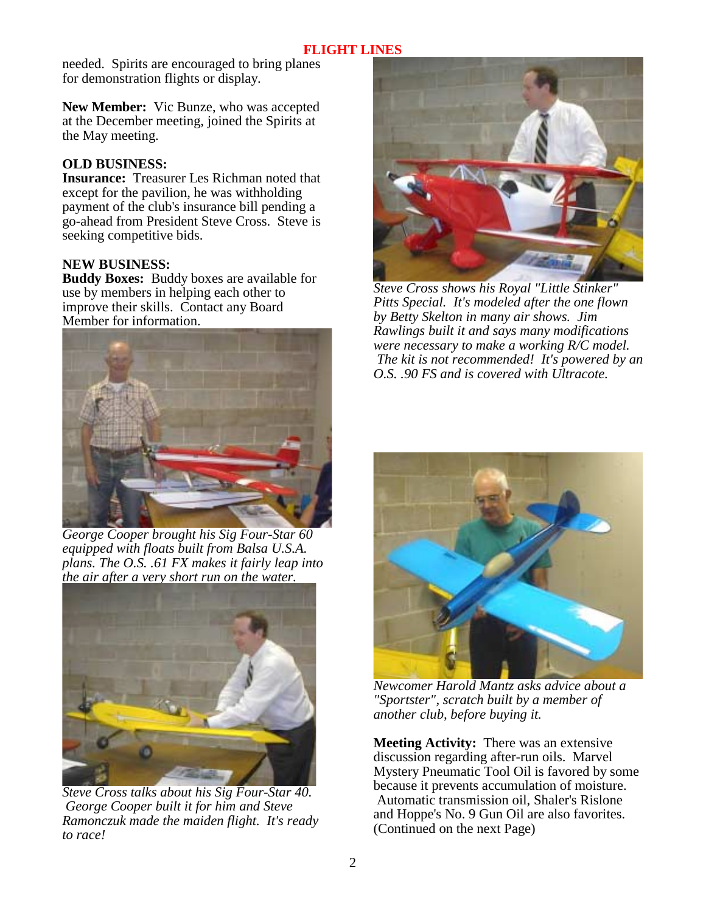needed. Spirits are encouraged to bring planes for demonstration flights or display.

**New Member:** Vic Bunze, who was accepted at the December meeting, joined the Spirits at the May meeting.

**OLD BUSINESS:**

**Insurance:** Treasurer Les Richman noted that except for the pavilion, he was withholding payment of the club's insurance bill pending a go-ahead from President Steve Cross. Steve is seeking competitive bids.

**NEW BUSINESS:**

**Buddy Boxes:** Buddy boxes are available for use by members in helping each other to improve their skills. Contact any Board Member for information.

*George Cooper brought his Sig Four-Star 60 equipped with floats built from Balsa U.S.A. plans. The O.S. .61 FX makes it fairly leap into the air after a very short run on the water.*

*Steve Cross talks about his Sig Four-Star 40. George Cooper built it for him and Steve Ramonczuk made the maiden flight. It's ready to race!*

*Steve Cross shows his Royal "Little Stinker" Pitts Special. It's modeled after the one flown by Betty Skelton in many air shows. Jim Rawlings built it and says many modifications were necessary to make a working R/C model. The kit is not recommended! It's powered by an O.S. .90 FS and is covered with Ultracote.*

*Newcomer Harold Mantz asks advice about a "Sportster", scratch built by a member of another club, before buying it.*

**Meeting Activity:** There was an extensive discussion regarding after-run oils. Marvel Mystery Pneumatic Tool Oil is favored by some because it prevents accumulation of moisture. Automatic transmission oil, Shaler's Rislone and Hoppe's No. 9 Gun Oil are also favorites. (Continued on the next Page)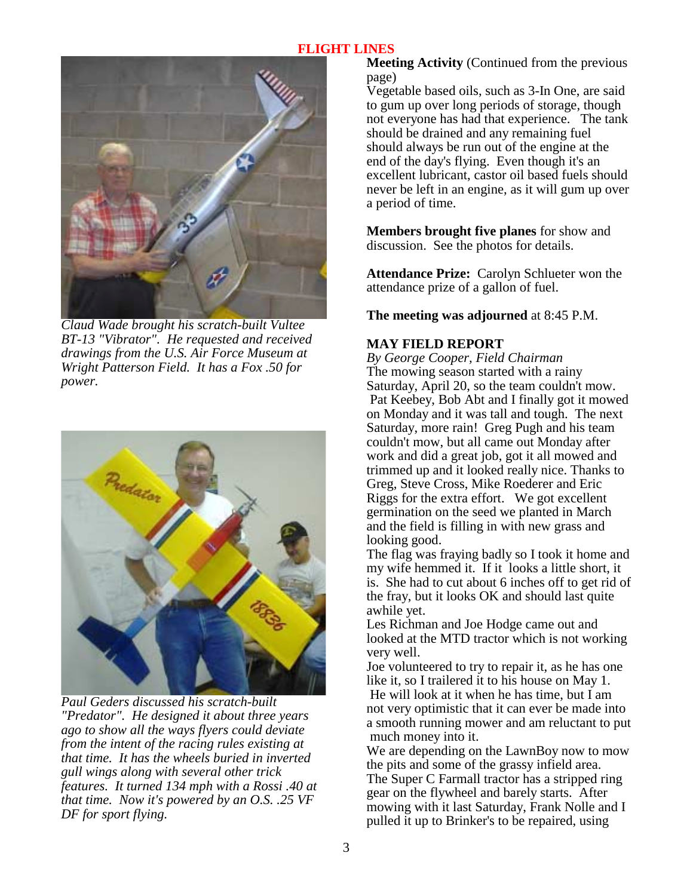## FLIGHT LINES

*Claud Wade brought his scratch-built Vultee BT-13 "Vibrator". He requested and received drawings from the U.S. Air Force Museum at Wright Patterson Field. It has a Fox .50 for power.*

*Paul Geders discussed his scratch-built "Predator". He designed it about three years ago to show all the ways flyers could deviate from the intent of the racing rules existing at that time. It has the wheels buried in inverted gull wings along with several other trick features. It turned 134 mph with a Rossi .40 at that time. Now it's powered by an O.S. .25 VF DF for sport flying.*

**Meeting Activity** (Continued from the previous page)
Vegetable based oils, such as 3-In One, are said to gum up over long periods of storage, though not everyone has had that experience. The tank should be drained and any remaining fuel should always be run out of the engine at the end of the day's flying. Even though it's an excellent lubricant, castor oil based fuels should never be left in an engine, as it will gum up over a period of time.

**Members brought five planes** for show and discussion. See the photos for details.

**Attendance Prize:** Carolyn Schlueter won the attendance prize of a gallon of fuel.

**The meeting was adjourned** at 8:45 P.M.

**MAY FIELD REPORT**
*By George Cooper, Field Chairman*
The mowing season started with a rainy Saturday, April 20, so the team couldn't mow. Pat Keebey, Bob Abt and I finally got it mowed on Monday and it was tall and tough. The next Saturday, more rain! Greg Pugh and his team couldn't mow, but all came out Monday after work and did a great job, got it all mowed and trimmed up and it looked really nice. Thanks to Greg, Steve Cross, Mike Roederer and Eric Riggs for the extra effort. We got excellent germination on the seed we planted in March and the field is filling in with new grass and looking good.
The flag was fraying badly so I took it home and my wife hemmed it. If it looks a little short, it is. She had to cut about 6 inches off to get rid of the fray, but it looks OK and should last quite awhile yet.
Les Richman and Joe Hodge came out and looked at the MTD tractor which is not working very well.
Joe volunteered to try to repair it, as he has one like it, so I trailered it to his house on May 1. He will look at it when he has time, but I am not very optimistic that it can ever be made into a smooth running mower and am reluctant to put much money into it.
We are depending on the LawnBoy now to mow the pits and some of the grassy infield area.
The Super C Farmall tractor has a stripped ring gear on the flywheel and barely starts. After mowing with it last Saturday, Frank Nolle and I pulled it up to Brinker's to be repaired, using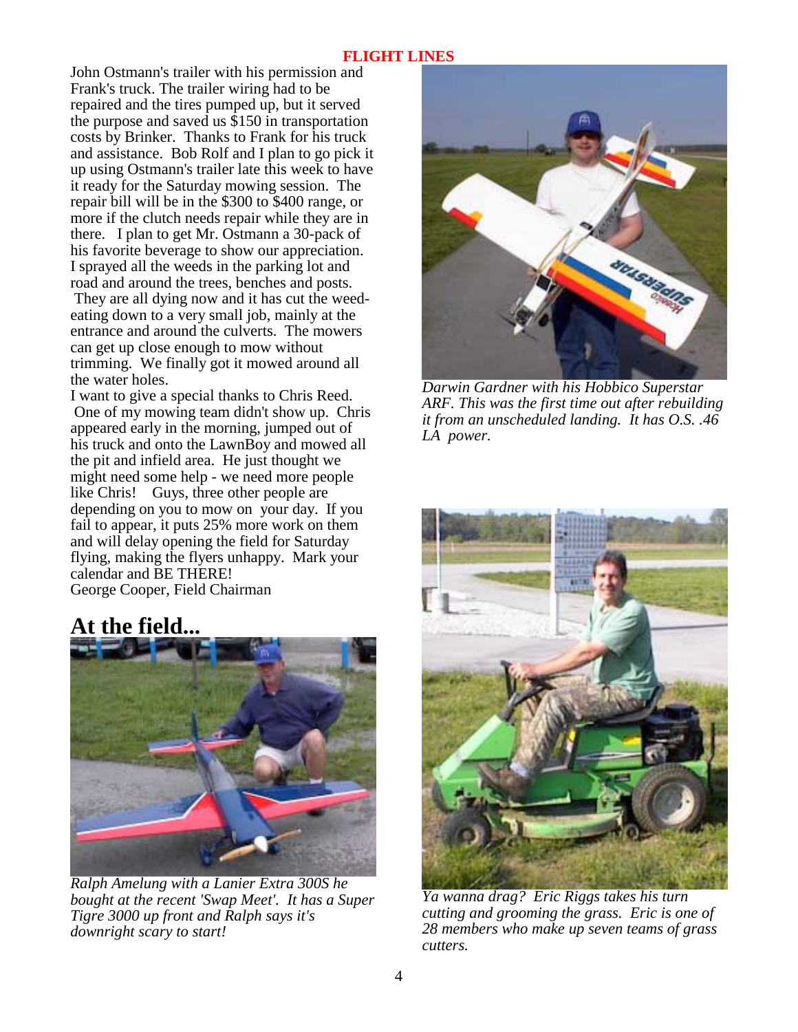John Ostmann's trailer with his permission and Frank's truck. The trailer wiring had to be repaired and the tires pumped up, but it served the purpose and saved us $150 in transportation costs by Brinker. Thanks to Frank for his truck and assistance. Bob Rolf and I plan to go pick it up using Ostmann's trailer late this week to have it ready for the Saturday mowing session. The repair bill will be in the $300 to $400 range, or more if the clutch needs repair while they are in there. I plan to get Mr. Ostmann a 30-pack of his favorite beverage to show our appreciation. I sprayed all the weeds in the parking lot and road and around the trees, benches and posts. They are all dying now and it has cut the weed-eating down to a very small job, mainly at the entrance and around the culverts. The mowers can get up close enough to mow without trimming. We finally got it mowed around all the water holes.

I want to give a special thanks to Chris Reed. One of my mowing team didn't show up. Chris appeared early in the morning, jumped out of his truck and onto the LawnBoy and mowed all the pit and infield area. He just thought we might need some help - we need more people like Chris! Guys, three other people are depending on you to mow on your day. If you fail to appear, it puts 25% more work on them and will delay opening the field for Saturday flying, making the flyers unhappy. Mark your calendar and BE THERE!

George Cooper, Field Chairman

*Darwin Gardner with his Hobbico Superstar ARF. This was the first time out after rebuilding it from an unscheduled landing. It has O.S. .46 LA power.*

# At the field...

*Ralph Amelung with a Lanier Extra 300S he bought at the recent 'Swap Meet'. It has a Super Tigre 3000 up front and Ralph says it's downright scary to start!*

*Ya wanna drag? Eric Riggs takes his turn cutting and grooming the grass. Eric is one of 28 members who make up seven teams of grass cutters.*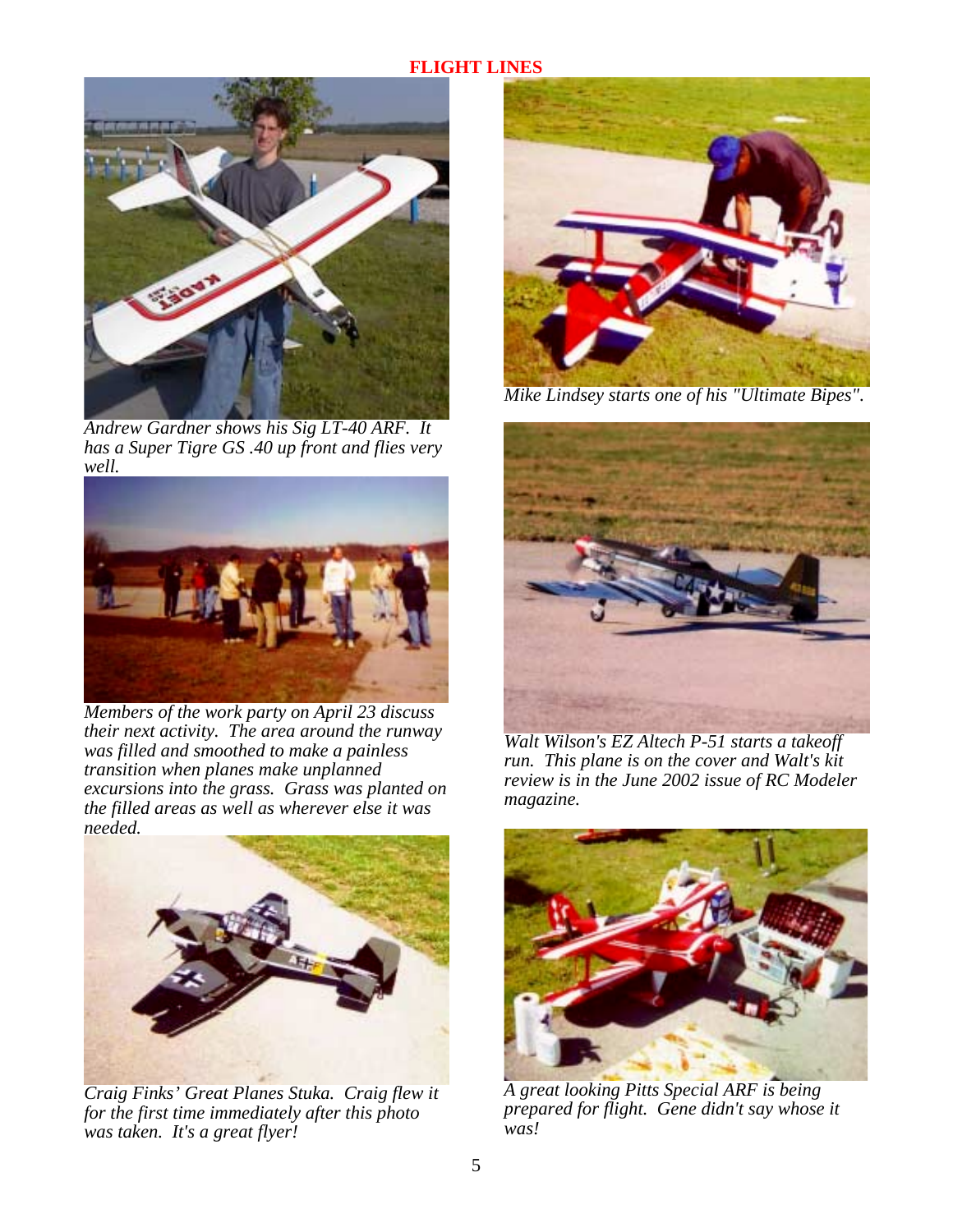Andrew Gardner shows his Sig LT-40 ARF.  It has a Super Tigre GS .40 up front and flies very well.

Members of the work party on April 23 discuss their next activity.  The area around the runway was filled and smoothed to make a painless transition when planes make unplanned excursions into the grass.  Grass was planted on the filled areas as well as wherever else it was needed.

Craig Finks' Great Planes Stuka.  Craig flew it for the first time immediately after this photo was taken.  It's a great flyer!

Mike Lindsey starts one of his "Ultimate Bipes".

Walt Wilson's EZ Altech P-51 starts a takeoff run.  This plane is on the cover and Walt's kit review is in the June 2002 issue of RC Modeler magazine.

A great looking Pitts Special ARF is being prepared for flight.  Gene didn't say whose it was!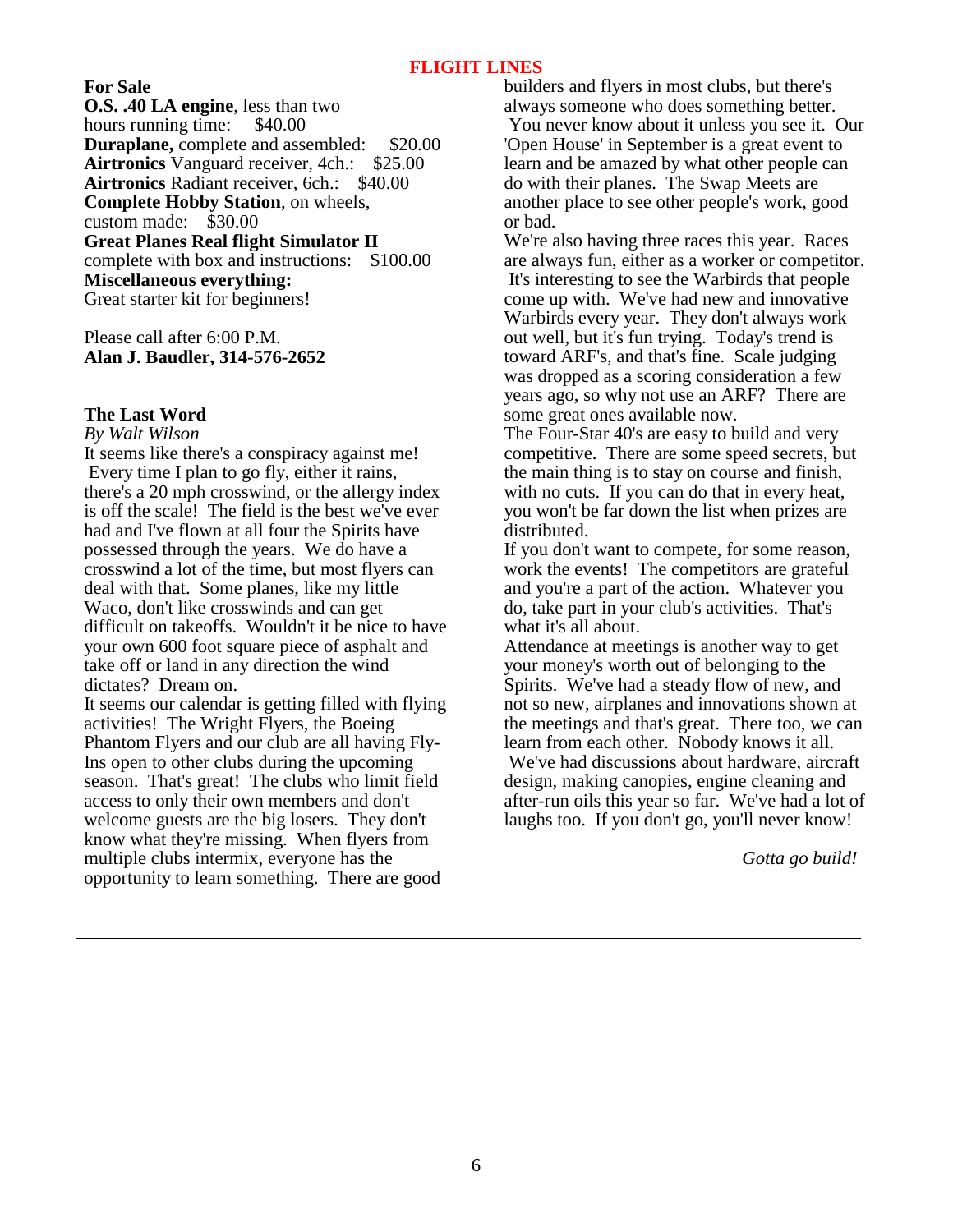## For Sale

**O.S. .40 LA engine**, less than two hours running time: $40.00
**Duraplane,** complete and assembled: $20.00
**Airtronics** Vanguard receiver, 4ch.: $25.00
**Airtronics** Radiant receiver, 6ch.: $40.00
**Complete Hobby Station**, on wheels, custom made: $30.00
**Great Planes Real flight Simulator II** complete with box and instructions: $100.00
**Miscellaneous everything:**
Great starter kit for beginners!

Please call after 6:00 P.M.
**Alan J. Baudler, 314-576-2652**

## The Last Word

*By Walt Wilson*

It seems like there's a conspiracy against me! Every time I plan to go fly, either it rains, there's a 20 mph crosswind, or the allergy index is off the scale! The field is the best we've ever had and I've flown at all four the Spirits have possessed through the years. We do have a crosswind a lot of the time, but most flyers can deal with that. Some planes, like my little Waco, don't like crosswinds and can get difficult on takeoffs. Wouldn't it be nice to have your own 600 foot square piece of asphalt and take off or land in any direction the wind dictates? Dream on.

It seems our calendar is getting filled with flying activities! The Wright Flyers, the Boeing Phantom Flyers and our club are all having Fly-Ins open to other clubs during the upcoming season. That's great! The clubs who limit field access to only their own members and don't welcome guests are the big losers. They don't know what they're missing. When flyers from multiple clubs intermix, everyone has the opportunity to learn something. There are good builders and flyers in most clubs, but there's always someone who does something better. You never know about it unless you see it. Our 'Open House' in September is a great event to learn and be amazed by what other people can do with their planes. The Swap Meets are another place to see other people's work, good or bad.

We're also having three races this year. Races are always fun, either as a worker or competitor. It's interesting to see the Warbirds that people come up with. We've had new and innovative Warbirds every year. They don't always work out well, but it's fun trying. Today's trend is toward ARF's, and that's fine. Scale judging was dropped as a scoring consideration a few years ago, so why not use an ARF? There are some great ones available now.

The Four-Star 40's are easy to build and very competitive. There are some speed secrets, but the main thing is to stay on course and finish, with no cuts. If you can do that in every heat, you won't be far down the list when prizes are distributed.

If you don't want to compete, for some reason, work the events! The competitors are grateful and you're a part of the action. Whatever you do, take part in your club's activities. That's what it's all about.

Attendance at meetings is another way to get your money's worth out of belonging to the Spirits. We've had a steady flow of new, and not so new, airplanes and innovations shown at the meetings and that's great. There too, we can learn from each other. Nobody knows it all. We've had discussions about hardware, aircraft design, making canopies, engine cleaning and after-run oils this year so far. We've had a lot of laughs too. If you don't go, you'll never know!

*Gotta go build!*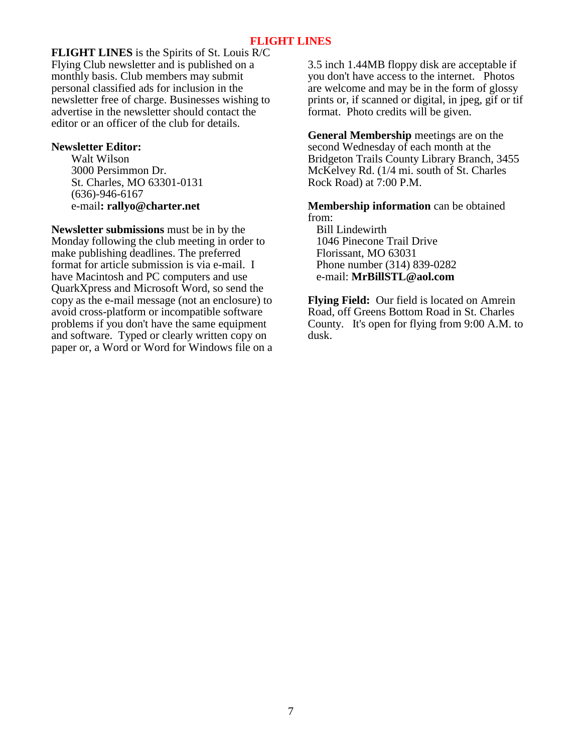# FLIGHT LINES

**FLIGHT LINES** is the Spirits of St. Louis R/C Flying Club newsletter and is published on a monthly basis. Club members may submit personal classified ads for inclusion in the newsletter free of charge. Businesses wishing to advertise in the newsletter should contact the editor or an officer of the club for details.

**Newsletter Editor:**

Walt Wilson
3000 Persimmon Dr.
St. Charles, MO 63301-0131
(636)-946-6167
e-mail**: rallyo@charter.net**

**Newsletter submissions** must be in by the Monday following the club meeting in order to make publishing deadlines. The preferred format for article submission is via e-mail. I have Macintosh and PC computers and use QuarkXpress and Microsoft Word, so send the copy as the e-mail message (not an enclosure) to avoid cross-platform or incompatible software problems if you don't have the same equipment and software. Typed or clearly written copy on paper or, a Word or Word for Windows file on a 3.5 inch 1.44MB floppy disk are acceptable if you don't have access to the internet. Photos are welcome and may be in the form of glossy prints or, if scanned or digital, in jpeg, gif or tif format. Photo credits will be given.

**General Membership** meetings are on the second Wednesday of each month at the Bridgeton Trails County Library Branch, 3455 McKelvey Rd. (1/4 mi. south of St. Charles Rock Road) at 7:00 P.M.

**Membership information** can be obtained from:

Bill Lindewirth
1046 Pinecone Trail Drive
Florissant, MO 63031
Phone number (314) 839-0282
e-mail: **MrBillSTL@aol.com**

**Flying Field:** Our field is located on Amrein Road, off Greens Bottom Road in St. Charles County. It's open for flying from 9:00 A.M. to dusk.